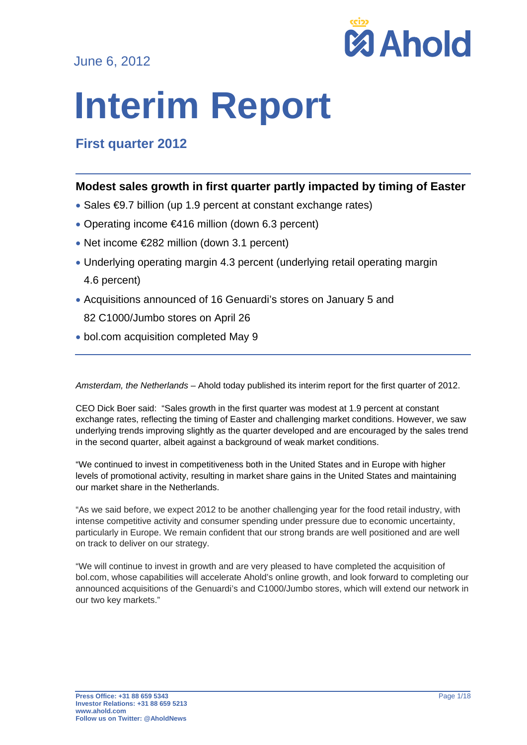June 6, 2012

# Interim Report

## First quarter 2012

### Modest sales growth in first quarter partly impacted by timing of Easter

- Sales €9.7 billion (up 1.9 percent at constant exchange rates)
- Operating income €416 million (down 6.3 percent)
- Net income €282 million (down 3.1 percent)
- Underlying operating margin 4.3 percent (underlying retail operating margin 4.6 percent)
- Acquisitions announced of 16 Genuardi's stores on January 5 and 82 C1000/Jumbo stores on April 26
- bol.com acquisition completed May 9

*Amsterdam, the Netherlands* – Ahold today published its interim report for the first quarter of 2012.

CEO Dick Boer said: "Sales growth in the first quarter was modest at 1.9 percent at constant exchange rates, reflecting the timing of Easter and challenging market conditions. However, we saw underlying trends improving slightly as the quarter developed and are encouraged by the sales trend in the second quarter, albeit against a background of weak market conditions.

"We continued to invest in competitiveness both in the United States and in Europe with higher levels of promotional activity, resulting in market share gains in the United States and maintaining our market share in the Netherlands.

"As we said before, we expect 2012 to be another challenging year for the food retail industry, with intense competitive activity and consumer spending under pressure due to economic uncertainty, particularly in Europe. We remain confident that our strong brands are well positioned and are well on track to deliver on our strategy.

"We will continue to invest in growth and are very pleased to have completed the acquisition of bol.com, whose capabilities will accelerate Ahold's online growth, and look forward to completing our announced acquisitions of the Genuardi's and C1000/Jumbo stores, which will extend our network in our two key markets."

**Press Office: +31 88 659 5343**
**Investor Relations: +31 88 659 5213**
**www.ahold.com**
**Follow us on Twitter: @AholdNews**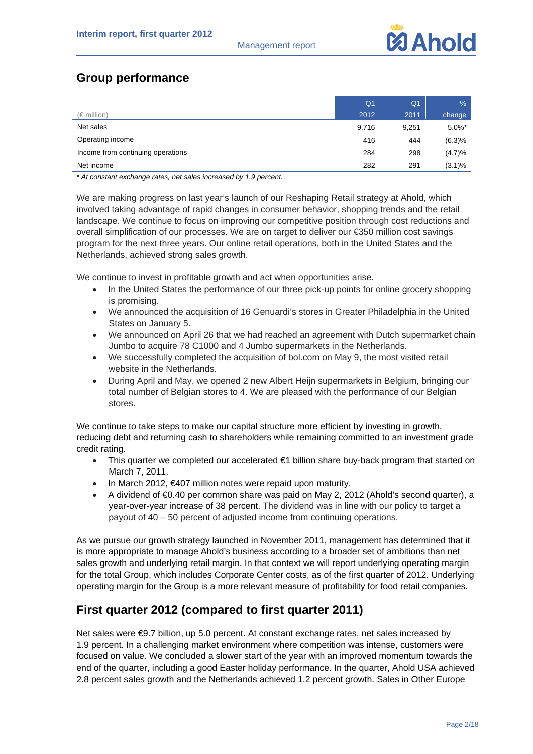## Group performance

| (€ million) | Q1 2012 | Q1 2011 | % change |
|---|---|---|---|
| Net sales | 9,716 | 9,251 | 5.0%* |
| Operating income | 416 | 444 | (6.3)% |
| Income from continuing operations | 284 | 298 | (4.7)% |
| Net income | 282 | 291 | (3.1)% |

*\* At constant exchange rates, net sales increased by 1.9 percent.*

We are making progress on last year's launch of our Reshaping Retail strategy at Ahold, which involved taking advantage of rapid changes in consumer behavior, shopping trends and the retail landscape. We continue to focus on improving our competitive position through cost reductions and overall simplification of our processes. We are on target to deliver our €350 million cost savings program for the next three years. Our online retail operations, both in the United States and the Netherlands, achieved strong sales growth.

We continue to invest in profitable growth and act when opportunities arise.

- In the United States the performance of our three pick-up points for online grocery shopping is promising.
- We announced the acquisition of 16 Genuardi's stores in Greater Philadelphia in the United States on January 5.
- We announced on April 26 that we had reached an agreement with Dutch supermarket chain Jumbo to acquire 78 C1000 and 4 Jumbo supermarkets in the Netherlands.
- We successfully completed the acquisition of bol.com on May 9, the most visited retail website in the Netherlands.
- During April and May, we opened 2 new Albert Heijn supermarkets in Belgium, bringing our total number of Belgian stores to 4. We are pleased with the performance of our Belgian stores.

We continue to take steps to make our capital structure more efficient by investing in growth, reducing debt and returning cash to shareholders while remaining committed to an investment grade credit rating.

- This quarter we completed our accelerated €1 billion share buy-back program that started on March 7, 2011.
- In March 2012, €407 million notes were repaid upon maturity.
- A dividend of €0.40 per common share was paid on May 2, 2012 (Ahold's second quarter), a year-over-year increase of 38 percent. The dividend was in line with our policy to target a payout of 40 – 50 percent of adjusted income from continuing operations.

As we pursue our growth strategy launched in November 2011, management has determined that it is more appropriate to manage Ahold's business according to a broader set of ambitions than net sales growth and underlying retail margin. In that context we will report underlying operating margin for the total Group, which includes Corporate Center costs, as of the first quarter of 2012. Underlying operating margin for the Group is a more relevant measure of profitability for food retail companies.

## First quarter 2012 (compared to first quarter 2011)

Net sales were €9.7 billion, up 5.0 percent. At constant exchange rates, net sales increased by 1.9 percent. In a challenging market environment where competition was intense, customers were focused on value. We concluded a slower start of the year with an improved momentum towards the end of the quarter, including a good Easter holiday performance. In the quarter, Ahold USA achieved 2.8 percent sales growth and the Netherlands achieved 1.2 percent growth. Sales in Other Europe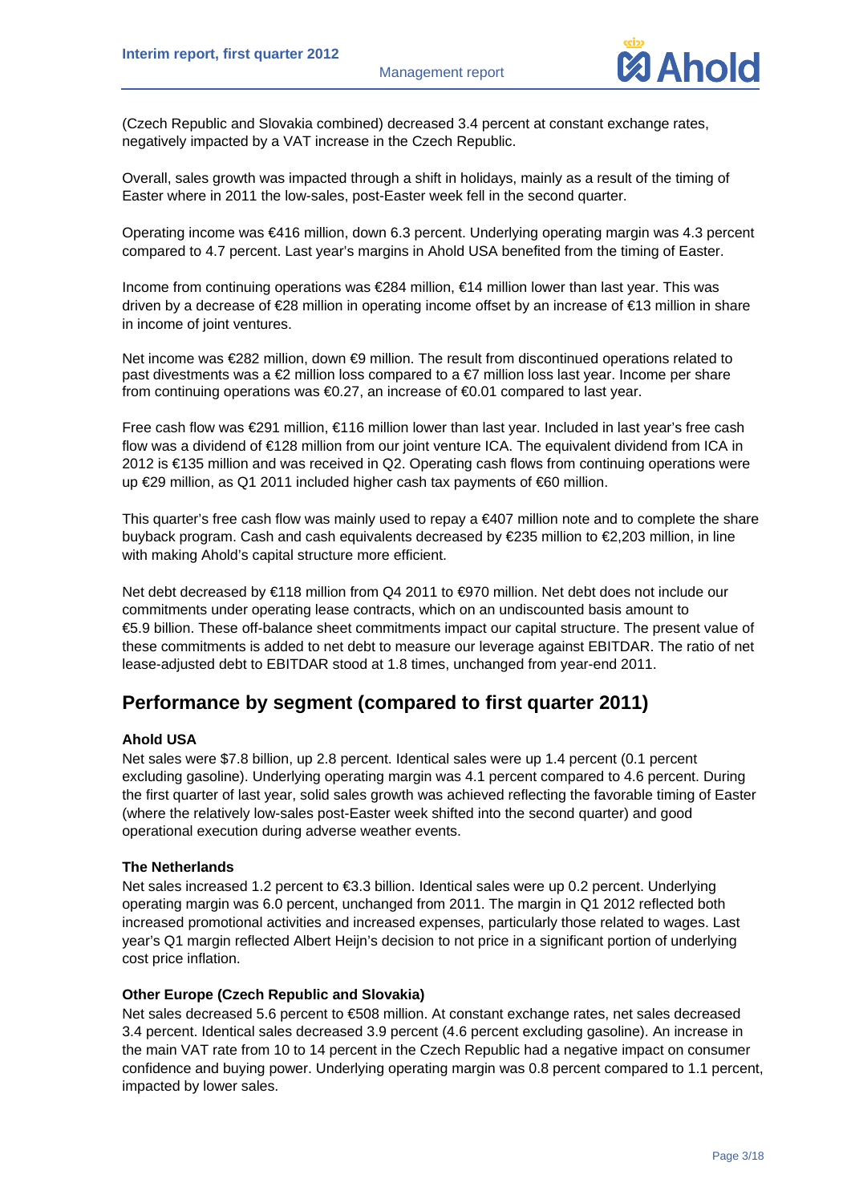(Czech Republic and Slovakia combined) decreased 3.4 percent at constant exchange rates, negatively impacted by a VAT increase in the Czech Republic.

Overall, sales growth was impacted through a shift in holidays, mainly as a result of the timing of Easter where in 2011 the low-sales, post-Easter week fell in the second quarter.

Operating income was €416 million, down 6.3 percent. Underlying operating margin was 4.3 percent compared to 4.7 percent. Last year's margins in Ahold USA benefited from the timing of Easter.

Income from continuing operations was €284 million, €14 million lower than last year. This was driven by a decrease of €28 million in operating income offset by an increase of €13 million in share in income of joint ventures.

Net income was €282 million, down €9 million. The result from discontinued operations related to past divestments was a €2 million loss compared to a €7 million loss last year. Income per share from continuing operations was €0.27, an increase of €0.01 compared to last year.

Free cash flow was €291 million, €116 million lower than last year. Included in last year's free cash flow was a dividend of €128 million from our joint venture ICA. The equivalent dividend from ICA in 2012 is €135 million and was received in Q2. Operating cash flows from continuing operations were up €29 million, as Q1 2011 included higher cash tax payments of €60 million.

This quarter's free cash flow was mainly used to repay a €407 million note and to complete the share buyback program. Cash and cash equivalents decreased by €235 million to €2,203 million, in line with making Ahold's capital structure more efficient.

Net debt decreased by €118 million from Q4 2011 to €970 million. Net debt does not include our commitments under operating lease contracts, which on an undiscounted basis amount to €5.9 billion. These off-balance sheet commitments impact our capital structure. The present value of these commitments is added to net debt to measure our leverage against EBITDAR. The ratio of net lease-adjusted debt to EBITDAR stood at 1.8 times, unchanged from year-end 2011.

## Performance by segment (compared to first quarter 2011)

**Ahold USA**

Net sales were $7.8 billion, up 2.8 percent. Identical sales were up 1.4 percent (0.1 percent excluding gasoline). Underlying operating margin was 4.1 percent compared to 4.6 percent. During the first quarter of last year, solid sales growth was achieved reflecting the favorable timing of Easter (where the relatively low-sales post-Easter week shifted into the second quarter) and good operational execution during adverse weather events.

**The Netherlands**

Net sales increased 1.2 percent to €3.3 billion. Identical sales were up 0.2 percent. Underlying operating margin was 6.0 percent, unchanged from 2011. The margin in Q1 2012 reflected both increased promotional activities and increased expenses, particularly those related to wages. Last year's Q1 margin reflected Albert Heijn's decision to not price in a significant portion of underlying cost price inflation.

**Other Europe (Czech Republic and Slovakia)**

Net sales decreased 5.6 percent to €508 million. At constant exchange rates, net sales decreased 3.4 percent. Identical sales decreased 3.9 percent (4.6 percent excluding gasoline). An increase in the main VAT rate from 10 to 14 percent in the Czech Republic had a negative impact on consumer confidence and buying power. Underlying operating margin was 0.8 percent compared to 1.1 percent, impacted by lower sales.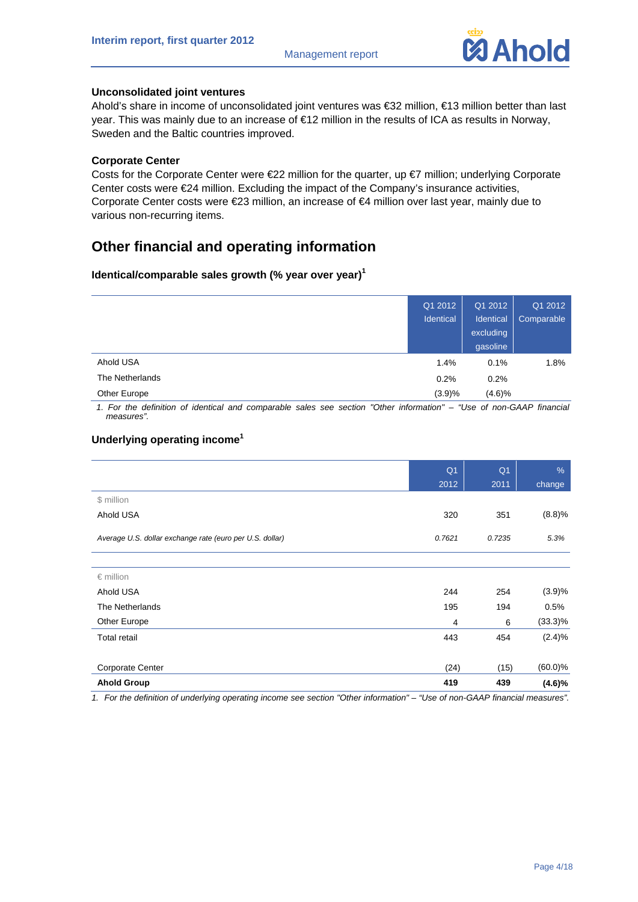**Unconsolidated joint ventures**

Ahold's share in income of unconsolidated joint ventures was €32 million, €13 million better than last year. This was mainly due to an increase of €12 million in the results of ICA as results in Norway, Sweden and the Baltic countries improved.

**Corporate Center**

Costs for the Corporate Center were €22 million for the quarter, up €7 million; underlying Corporate Center costs were €24 million. Excluding the impact of the Company's insurance activities, Corporate Center costs were €23 million, an increase of €4 million over last year, mainly due to various non-recurring items.

## Other financial and operating information

### Identical/comparable sales growth (% year over year)[1]

| | Q1 2012 Identical | Q1 2012 Identical excluding gasoline | Q1 2012 Comparable |
|---|---|---|---|
| Ahold USA | 1.4% | 0.1% | 1.8% |
| The Netherlands | 0.2% | 0.2% | |
| Other Europe | (3.9)% | (4.6)% | |

1. For the definition of identical and comparable sales see section "Other information" – "Use of non-GAAP financial measures".

### Underlying operating income[1]

| | Q1 2012 | Q1 2011 | % change |
|---|---|---|---|
| $ million | | | |
| Ahold USA | 320 | 351 | (8.8)% |
| *Average U.S. dollar exchange rate (euro per U.S. dollar)* | *0.7621* | *0.7235* | *5.3%* |
| | | | |
| € million | | | |
| Ahold USA | 244 | 254 | (3.9)% |
| The Netherlands | 195 | 194 | 0.5% |
| Other Europe | 4 | 6 | (33.3)% |
| Total retail | 443 | 454 | (2.4)% |
| | | | |
| Corporate Center | (24) | (15) | (60.0)% |
| **Ahold Group** | **419** | **439** | **(4.6)%** |

1. For the definition of underlying operating income see section "Other information" – "Use of non-GAAP financial measures".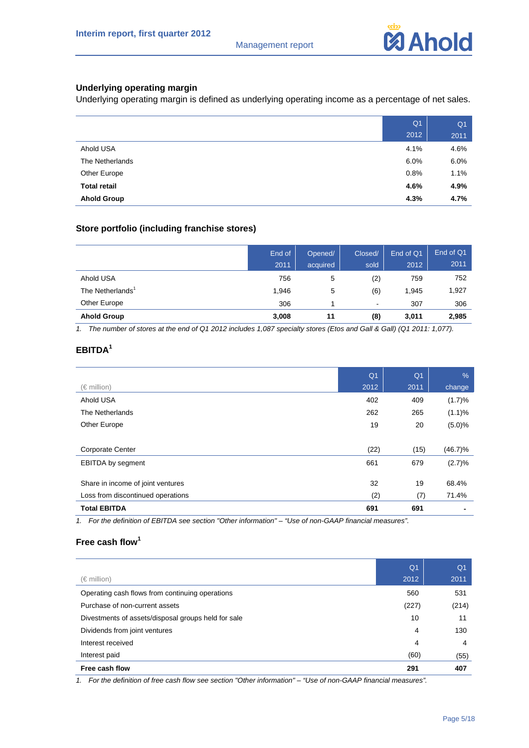### Underlying operating margin

Underlying operating margin is defined as underlying operating income as a percentage of net sales.

| | Q1 2012 | Q1 2011 |
|---|---|---|
| Ahold USA | 4.1% | 4.6% |
| The Netherlands | 6.0% | 6.0% |
| Other Europe | 0.8% | 1.1% |
| **Total retail** | **4.6%** | **4.9%** |
| **Ahold Group** | **4.3%** | **4.7%** |

### Store portfolio (including franchise stores)

| | End of 2011 | Opened/ acquired | Closed/ sold | End of Q1 2012 | End of Q1 2011 |
|---|---|---|---|---|---|
| Ahold USA | 756 | 5 | (2) | 759 | 752 |
| The Netherlands[1] | 1,946 | 5 | (6) | 1,945 | 1,927 |
| Other Europe | 306 | 1 | - | 307 | 306 |
| **Ahold Group** | **3,008** | **11** | **(8)** | **3,011** | **2,985** |

*1. The number of stores at the end of Q1 2012 includes 1,087 specialty stores (Etos and Gall & Gall) (Q1 2011: 1,077).*

### EBITDA[1]

| (€ million) | Q1 2012 | Q1 2011 | % change |
|---|---|---|---|
| Ahold USA | 402 | 409 | (1.7)% |
| The Netherlands | 262 | 265 | (1.1)% |
| Other Europe | 19 | 20 | (5.0)% |
| | | | |
| Corporate Center | (22) | (15) | (46.7)% |
| EBITDA by segment | 661 | 679 | (2.7)% |
| | | | |
| Share in income of joint ventures | 32 | 19 | 68.4% |
| Loss from discontinued operations | (2) | (7) | 71.4% |
| **Total EBITDA** | **691** | **691** | **-** |

*1. For the definition of EBITDA see section "Other information" – "Use of non-GAAP financial measures".*

### Free cash flow[1]

| (€ million) | Q1 2012 | Q1 2011 |
|---|---|---|
| Operating cash flows from continuing operations | 560 | 531 |
| Purchase of non-current assets | (227) | (214) |
| Divestments of assets/disposal groups held for sale | 10 | 11 |
| Dividends from joint ventures | 4 | 130 |
| Interest received | 4 | 4 |
| Interest paid | (60) | (55) |
| **Free cash flow** | **291** | **407** |

*1. For the definition of free cash flow see section "Other information" – "Use of non-GAAP financial measures".*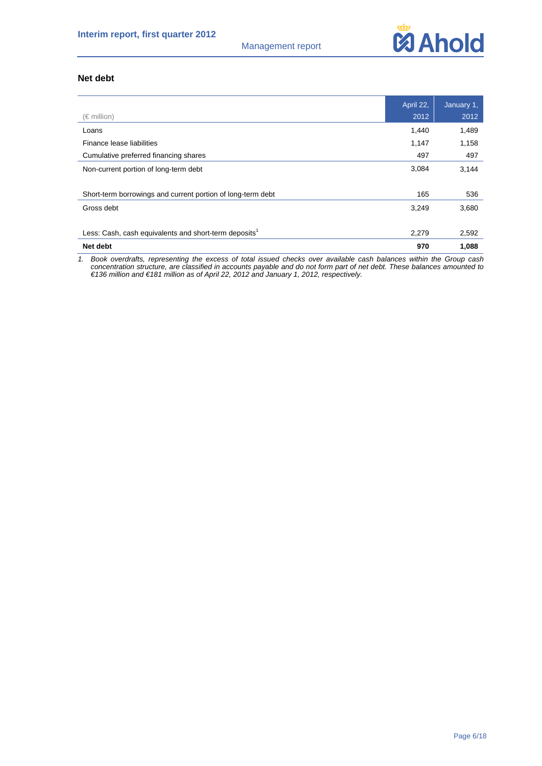## Net debt

| (€ million) | April 22, 2012 | January 1, 2012 |
|---|---|---|
| Loans | 1,440 | 1,489 |
| Finance lease liabilities | 1,147 | 1,158 |
| Cumulative preferred financing shares | 497 | 497 |
| Non-current portion of long-term debt | 3,084 | 3,144 |
| | | |
| Short-term borrowings and current portion of long-term debt | 165 | 536 |
| Gross debt | 3,249 | 3,680 |
| | | |
| Less: Cash, cash equivalents and short-term deposits[1] | 2,279 | 2,592 |
| **Net debt** | **970** | **1,088** |

*1. Book overdrafts, representing the excess of total issued checks over available cash balances within the Group cash concentration structure, are classified in accounts payable and do not form part of net debt. These balances amounted to €136 million and €181 million as of April 22, 2012 and January 1, 2012, respectively.*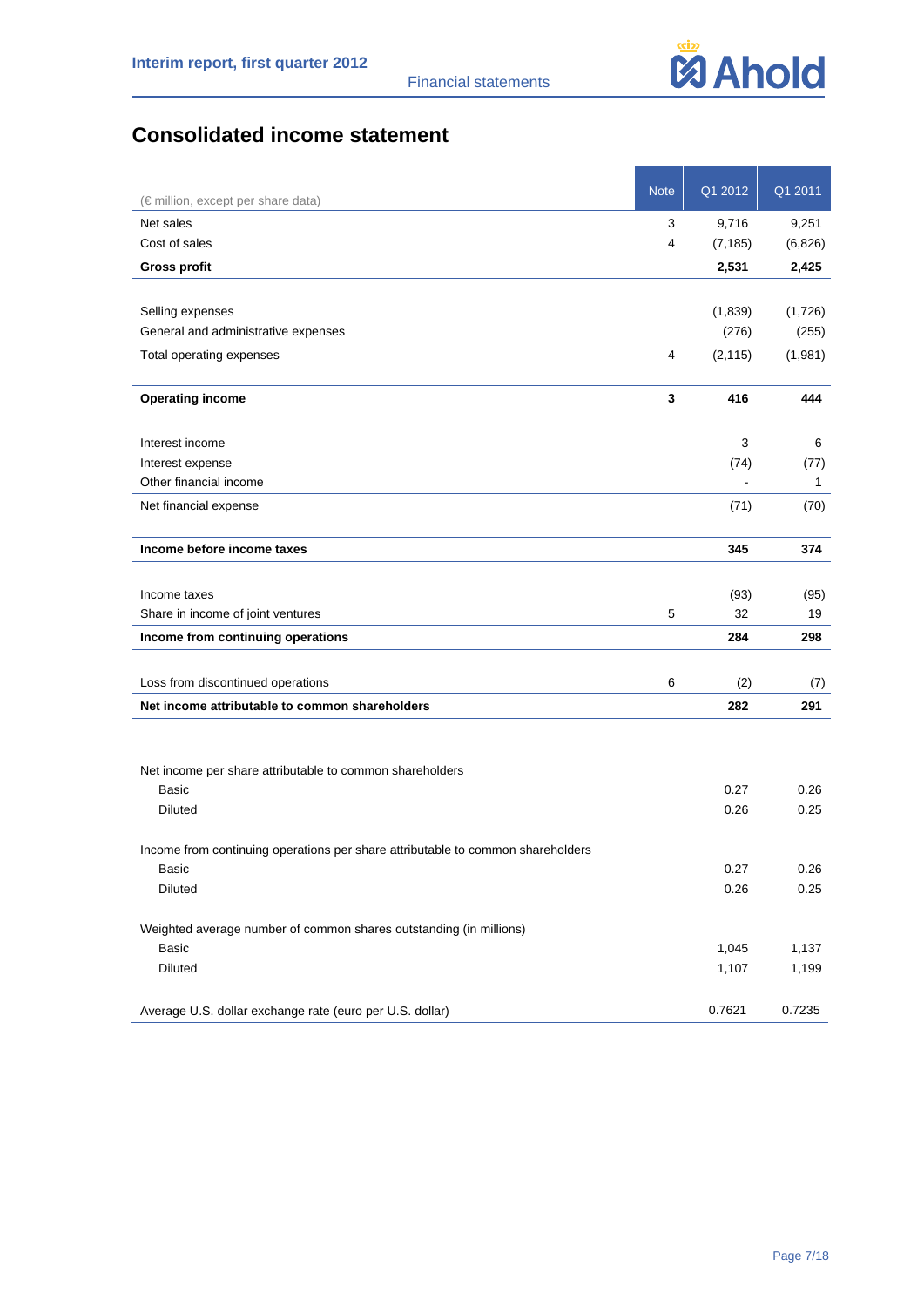# Consolidated income statement

| (€ million, except per share data) | Note | Q1 2012 | Q1 2011 |
|---|---|---|---|
| Net sales | 3 | 9,716 | 9,251 |
| Cost of sales | 4 | (7,185) | (6,826) |
| **Gross profit** | | **2,531** | **2,425** |
| | | | |
| Selling expenses | | (1,839) | (1,726) |
| General and administrative expenses | | (276) | (255) |
| Total operating expenses | 4 | (2,115) | (1,981) |
| | | | |
| **Operating income** | **3** | **416** | **444** |
| | | | |
| Interest income | | 3 | 6 |
| Interest expense | | (74) | (77) |
| Other financial income | | - | 1 |
| Net financial expense | | (71) | (70) |
| | | | |
| **Income before income taxes** | | **345** | **374** |
| | | | |
| Income taxes | | (93) | (95) |
| Share in income of joint ventures | 5 | 32 | 19 |
| **Income from continuing operations** | | **284** | **298** |
| | | | |
| Loss from discontinued operations | 6 | (2) | (7) |
| **Net income attributable to common shareholders** | | **282** | **291** |
| | | | |
| Net income per share attributable to common shareholders | | | |
| Basic | | 0.27 | 0.26 |
| Diluted | | 0.26 | 0.25 |
| | | | |
| Income from continuing operations per share attributable to common shareholders | | | |
| Basic | | 0.27 | 0.26 |
| Diluted | | 0.26 | 0.25 |
| | | | |
| Weighted average number of common shares outstanding (in millions) | | | |
| Basic | | 1,045 | 1,137 |
| Diluted | | 1,107 | 1,199 |
| | | | |
| Average U.S. dollar exchange rate (euro per U.S. dollar) | | 0.7621 | 0.7235 |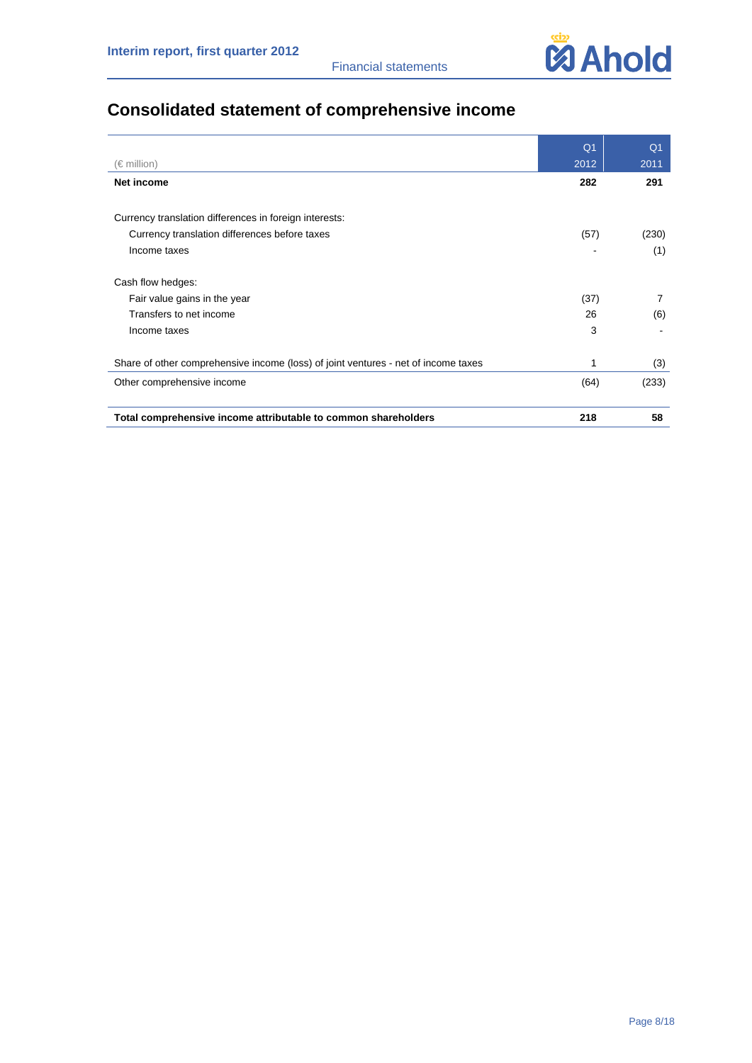# Consolidated statement of comprehensive income

| (€ million) | Q1 2012 | Q1 2011 |
|---|---|---|
| **Net income** | **282** | **291** |
| | | |
| Currency translation differences in foreign interests: | | |
| Currency translation differences before taxes | (57) | (230) |
| Income taxes | - | (1) |
| | | |
| Cash flow hedges: | | |
| Fair value gains in the year | (37) | 7 |
| Transfers to net income | 26 | (6) |
| Income taxes | 3 | - |
| | | |
| Share of other comprehensive income (loss) of joint ventures - net of income taxes | 1 | (3) |
| Other comprehensive income | (64) | (233) |
| | | |
| **Total comprehensive income attributable to common shareholders** | **218** | **58** |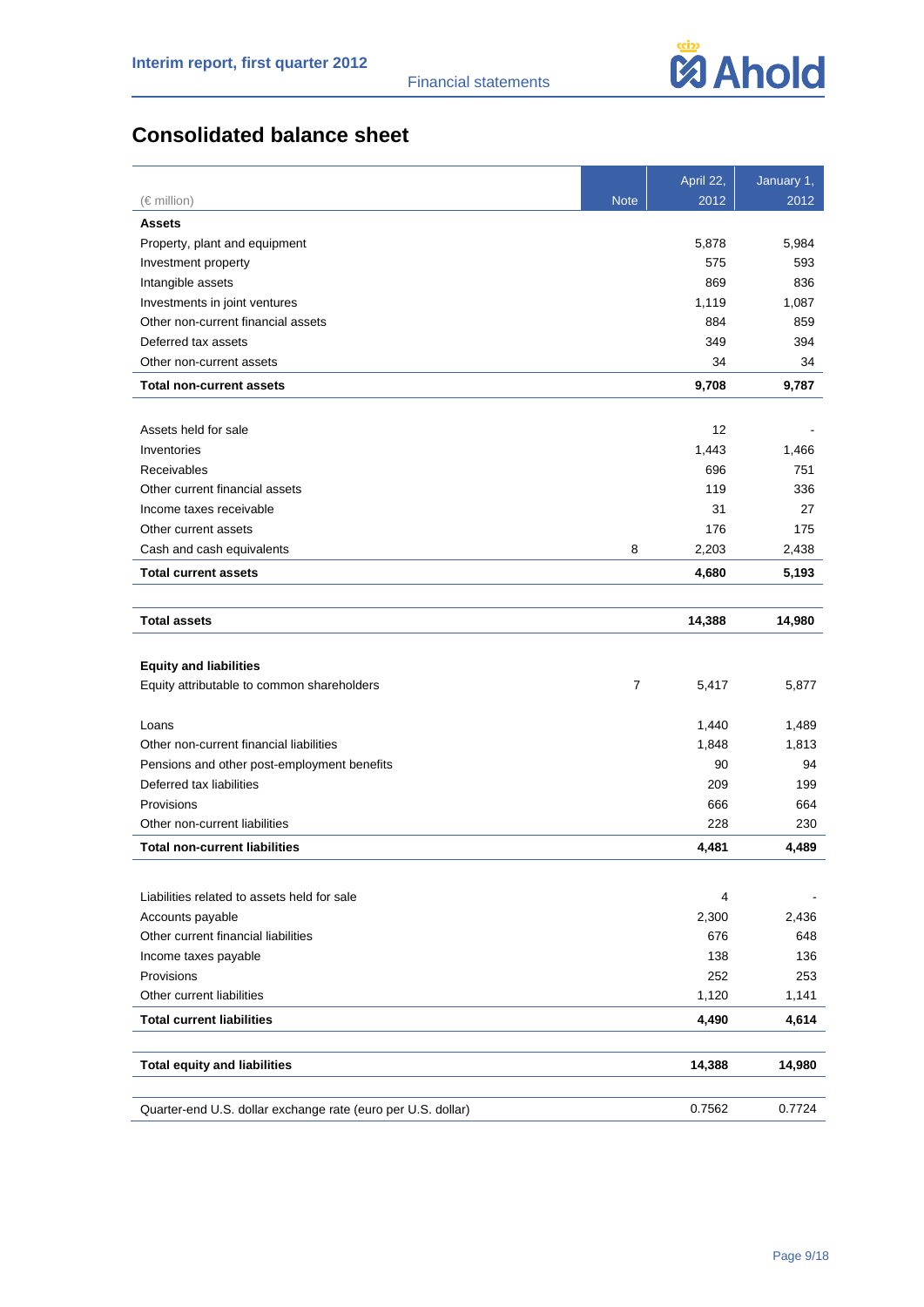# Consolidated balance sheet

| (€ million) | Note | April 22, 2012 | January 1, 2012 |
|---|---|---|---|
| **Assets** | | | |
| Property, plant and equipment | | 5,878 | 5,984 |
| Investment property | | 575 | 593 |
| Intangible assets | | 869 | 836 |
| Investments in joint ventures | | 1,119 | 1,087 |
| Other non-current financial assets | | 884 | 859 |
| Deferred tax assets | | 349 | 394 |
| Other non-current assets | | 34 | 34 |
| **Total non-current assets** | | **9,708** | **9,787** |
| | | | |
| Assets held for sale | | 12 | - |
| Inventories | | 1,443 | 1,466 |
| Receivables | | 696 | 751 |
| Other current financial assets | | 119 | 336 |
| Income taxes receivable | | 31 | 27 |
| Other current assets | | 176 | 175 |
| Cash and cash equivalents | 8 | 2,203 | 2,438 |
| **Total current assets** | | **4,680** | **5,193** |
| | | | |
| **Total assets** | | **14,388** | **14,980** |
| | | | |
| **Equity and liabilities** | | | |
| Equity attributable to common shareholders | 7 | 5,417 | 5,877 |
| | | | |
| Loans | | 1,440 | 1,489 |
| Other non-current financial liabilities | | 1,848 | 1,813 |
| Pensions and other post-employment benefits | | 90 | 94 |
| Deferred tax liabilities | | 209 | 199 |
| Provisions | | 666 | 664 |
| Other non-current liabilities | | 228 | 230 |
| **Total non-current liabilities** | | **4,481** | **4,489** |
| | | | |
| Liabilities related to assets held for sale | | 4 | - |
| Accounts payable | | 2,300 | 2,436 |
| Other current financial liabilities | | 676 | 648 |
| Income taxes payable | | 138 | 136 |
| Provisions | | 252 | 253 |
| Other current liabilities | | 1,120 | 1,141 |
| **Total current liabilities** | | **4,490** | **4,614** |
| | | | |
| **Total equity and liabilities** | | **14,388** | **14,980** |
| | | | |
| Quarter-end U.S. dollar exchange rate (euro per U.S. dollar) | | 0.7562 | 0.7724 |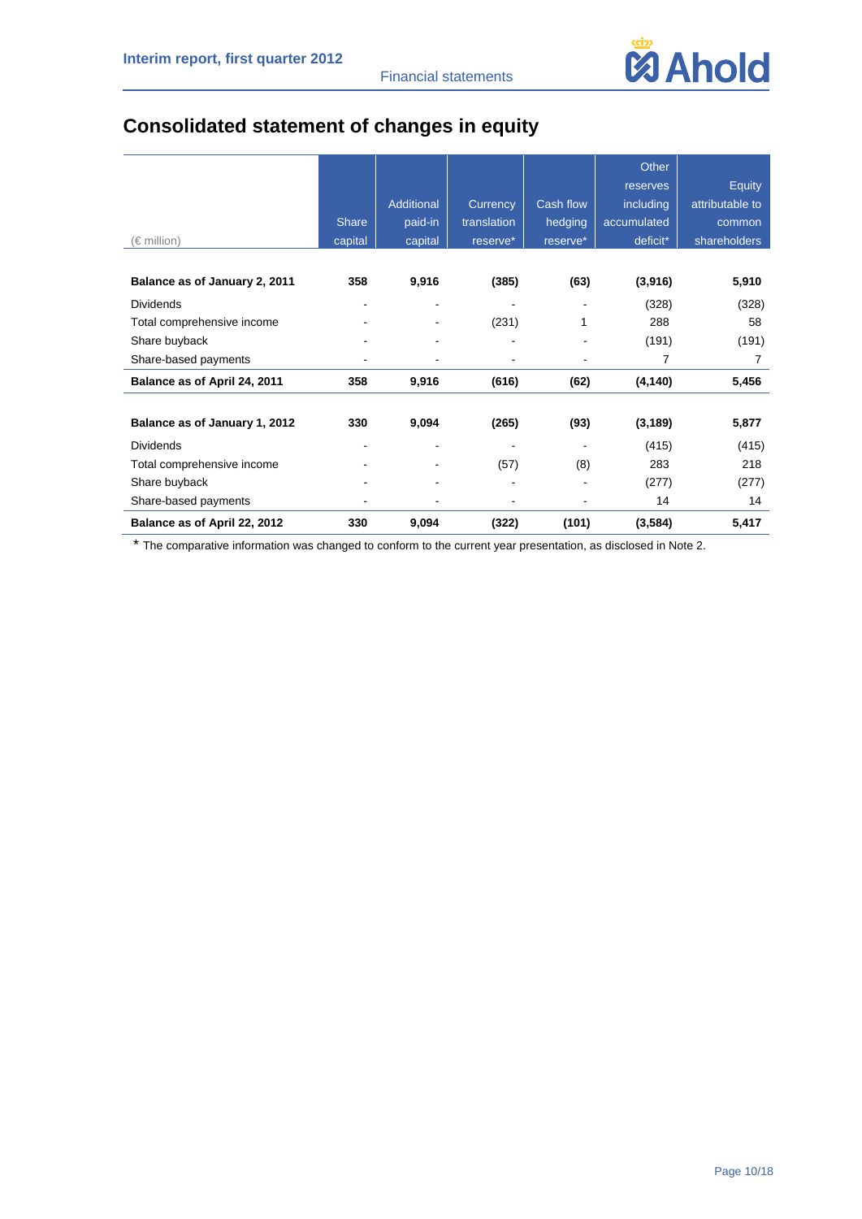# Consolidated statement of changes in equity

| (€ million) | Share capital | Additional paid-in capital | Currency translation reserve* | Cash flow hedging reserve* | Other reserves including accumulated deficit* | Equity attributable to common shareholders |
|---|---|---|---|---|---|---|
| **Balance as of January 2, 2011** | **358** | **9,916** | **(385)** | **(63)** | **(3,916)** | **5,910** |
| Dividends | - | - | - | - | (328) | (328) |
| Total comprehensive income | - | - | (231) | 1 | 288 | 58 |
| Share buyback | - | - | - | - | (191) | (191) |
| Share-based payments | - | - | - | - | 7 | 7 |
| **Balance as of April 24, 2011** | **358** | **9,916** | **(616)** | **(62)** | **(4,140)** | **5,456** |
| | | | | | | |
| **Balance as of January 1, 2012** | **330** | **9,094** | **(265)** | **(93)** | **(3,189)** | **5,877** |
| Dividends | - | - | - | - | (415) | (415) |
| Total comprehensive income | - | - | (57) | (8) | 283 | 218 |
| Share buyback | - | - | - | - | (277) | (277) |
| Share-based payments | - | - | - | - | 14 | 14 |
| **Balance as of April 22, 2012** | **330** | **9,094** | **(322)** | **(101)** | **(3,584)** | **5,417** |

* The comparative information was changed to conform to the current year presentation, as disclosed in Note 2.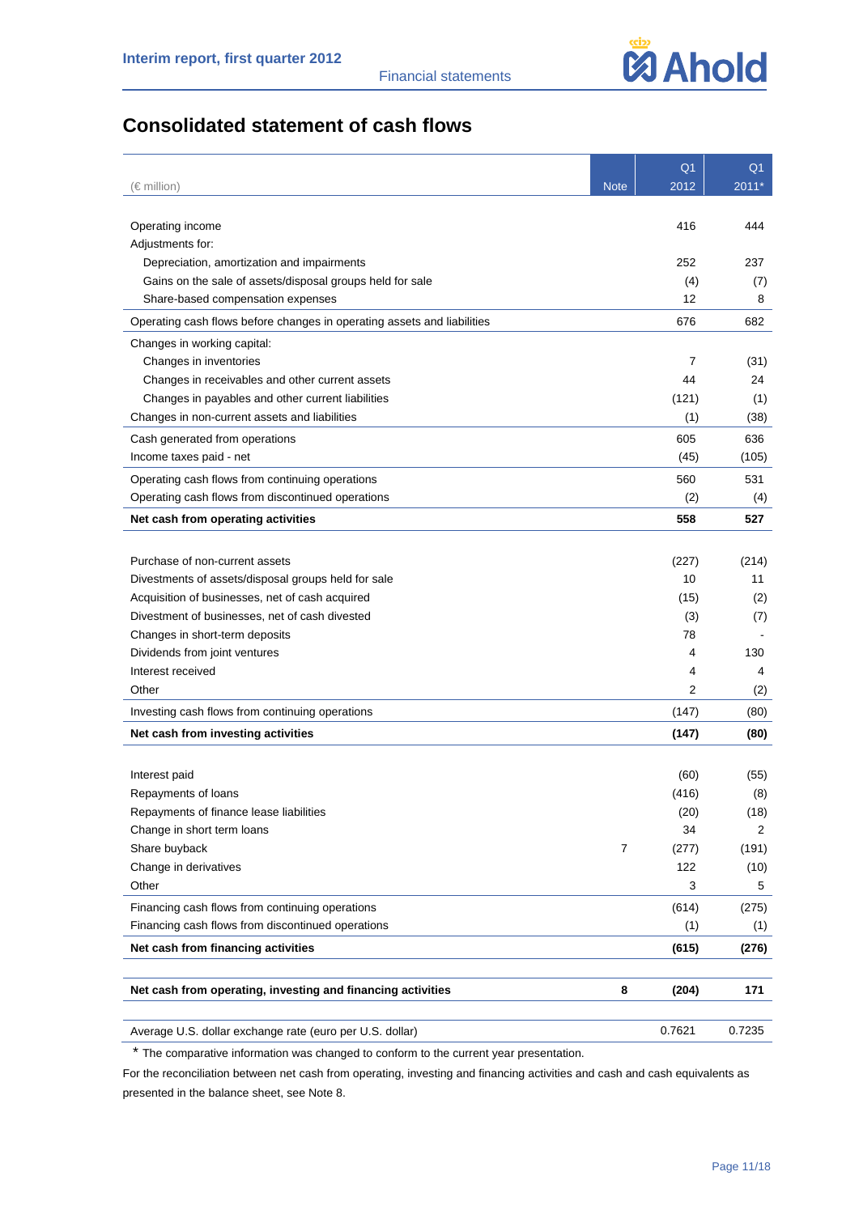# Consolidated statement of cash flows

| (€ million) | Note | Q1 2012 | Q1 2011* |
|---|---|---|---|
| Operating income | | 416 | 444 |
| Adjustments for: | | | |
| Depreciation, amortization and impairments | | 252 | 237 |
| Gains on the sale of assets/disposal groups held for sale | | (4) | (7) |
| Share-based compensation expenses | | 12 | 8 |
| Operating cash flows before changes in operating assets and liabilities | | 676 | 682 |
| Changes in working capital: | | | |
| Changes in inventories | | 7 | (31) |
| Changes in receivables and other current assets | | 44 | 24 |
| Changes in payables and other current liabilities | | (121) | (1) |
| Changes in non-current assets and liabilities | | (1) | (38) |
| Cash generated from operations | | 605 | 636 |
| Income taxes paid - net | | (45) | (105) |
| Operating cash flows from continuing operations | | 560 | 531 |
| Operating cash flows from discontinued operations | | (2) | (4) |
| **Net cash from operating activities** | | **558** | **527** |
| | | | |
| Purchase of non-current assets | | (227) | (214) |
| Divestments of assets/disposal groups held for sale | | 10 | 11 |
| Acquisition of businesses, net of cash acquired | | (15) | (2) |
| Divestment of businesses, net of cash divested | | (3) | (7) |
| Changes in short-term deposits | | 78 | - |
| Dividends from joint ventures | | 4 | 130 |
| Interest received | | 4 | 4 |
| Other | | 2 | (2) |
| Investing cash flows from continuing operations | | (147) | (80) |
| **Net cash from investing activities** | | **(147)** | **(80)** |
| | | | |
| Interest paid | | (60) | (55) |
| Repayments of loans | | (416) | (8) |
| Repayments of finance lease liabilities | | (20) | (18) |
| Change in short term loans | | 34 | 2 |
| Share buyback | 7 | (277) | (191) |
| Change in derivatives | | 122 | (10) |
| Other | | 3 | 5 |
| Financing cash flows from continuing operations | | (614) | (275) |
| Financing cash flows from discontinued operations | | (1) | (1) |
| **Net cash from financing activities** | | **(615)** | **(276)** |
| | | | |
| **Net cash from operating, investing and financing activities** | **8** | **(204)** | **171** |
| | | | |
| Average U.S. dollar exchange rate (euro per U.S. dollar) | | 0.7621 | 0.7235 |

* The comparative information was changed to conform to the current year presentation.

For the reconciliation between net cash from operating, investing and financing activities and cash and cash equivalents as presented in the balance sheet, see Note 8.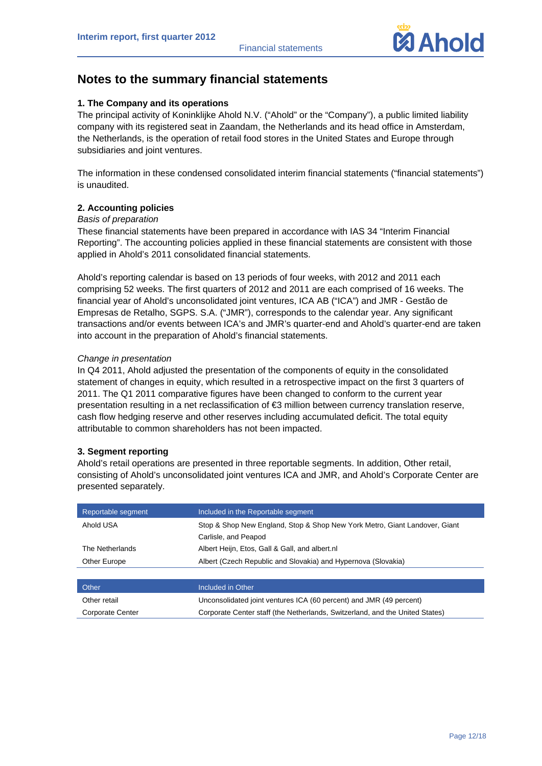# Notes to the summary financial statements

### 1. The Company and its operations

The principal activity of Koninklijke Ahold N.V. ("Ahold" or the "Company"), a public limited liability company with its registered seat in Zaandam, the Netherlands and its head office in Amsterdam, the Netherlands, is the operation of retail food stores in the United States and Europe through subsidiaries and joint ventures.

The information in these condensed consolidated interim financial statements ("financial statements") is unaudited.

### 2. Accounting policies

*Basis of preparation*

These financial statements have been prepared in accordance with IAS 34 "Interim Financial Reporting". The accounting policies applied in these financial statements are consistent with those applied in Ahold's 2011 consolidated financial statements.

Ahold's reporting calendar is based on 13 periods of four weeks, with 2012 and 2011 each comprising 52 weeks. The first quarters of 2012 and 2011 are each comprised of 16 weeks. The financial year of Ahold's unconsolidated joint ventures, ICA AB ("ICA") and JMR - Gestão de Empresas de Retalho, SGPS. S.A. ("JMR"), corresponds to the calendar year. Any significant transactions and/or events between ICA's and JMR's quarter-end and Ahold's quarter-end are taken into account in the preparation of Ahold's financial statements.

*Change in presentation*

In Q4 2011, Ahold adjusted the presentation of the components of equity in the consolidated statement of changes in equity, which resulted in a retrospective impact on the first 3 quarters of 2011. The Q1 2011 comparative figures have been changed to conform to the current year presentation resulting in a net reclassification of €3 million between currency translation reserve, cash flow hedging reserve and other reserves including accumulated deficit. The total equity attributable to common shareholders has not been impacted.

### 3. Segment reporting

Ahold's retail operations are presented in three reportable segments. In addition, Other retail, consisting of Ahold's unconsolidated joint ventures ICA and JMR, and Ahold's Corporate Center are presented separately.

| Reportable segment | Included in the Reportable segment |
|---|---|
| Ahold USA | Stop & Shop New England, Stop & Shop New York Metro, Giant Landover, Giant Carlisle, and Peapod |
| The Netherlands | Albert Heijn, Etos, Gall & Gall, and albert.nl |
| Other Europe | Albert (Czech Republic and Slovakia) and Hypernova (Slovakia) |

| Other | Included in Other |
|---|---|
| Other retail | Unconsolidated joint ventures ICA (60 percent) and JMR (49 percent) |
| Corporate Center | Corporate Center staff (the Netherlands, Switzerland, and the United States) |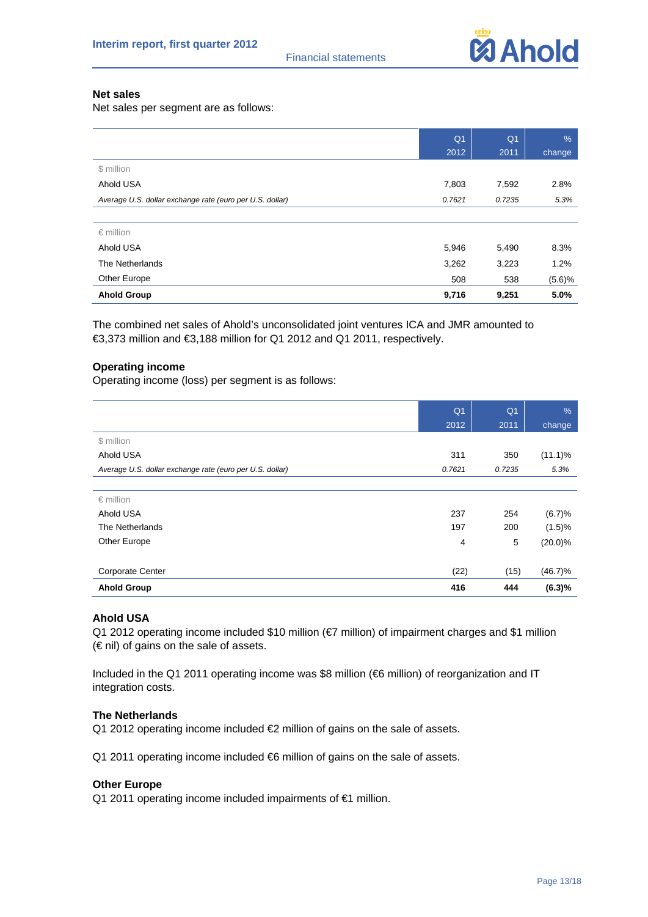## Net sales

Net sales per segment are as follows:

| | Q1 2012 | Q1 2011 | % change |
|---|---|---|---|
| $ million | | | |
| Ahold USA | 7,803 | 7,592 | 2.8% |
| *Average U.S. dollar exchange rate (euro per U.S. dollar)* | *0.7621* | *0.7235* | *5.3%* |
| | | | |
| € million | | | |
| Ahold USA | 5,946 | 5,490 | 8.3% |
| The Netherlands | 3,262 | 3,223 | 1.2% |
| Other Europe | 508 | 538 | (5.6)% |
| **Ahold Group** | **9,716** | **9,251** | **5.0%** |

The combined net sales of Ahold's unconsolidated joint ventures ICA and JMR amounted to €3,373 million and €3,188 million for Q1 2012 and Q1 2011, respectively.

## Operating income

Operating income (loss) per segment is as follows:

| | Q1 2012 | Q1 2011 | % change |
|---|---|---|---|
| $ million | | | |
| Ahold USA | 311 | 350 | (11.1)% |
| *Average U.S. dollar exchange rate (euro per U.S. dollar)* | *0.7621* | *0.7235* | *5.3%* |
| | | | |
| € million | | | |
| Ahold USA | 237 | 254 | (6.7)% |
| The Netherlands | 197 | 200 | (1.5)% |
| Other Europe | 4 | 5 | (20.0)% |
| | | | |
| Corporate Center | (22) | (15) | (46.7)% |
| **Ahold Group** | **416** | **444** | **(6.3)%** |

### Ahold USA

Q1 2012 operating income included $10 million (€7 million) of impairment charges and $1 million (€ nil) of gains on the sale of assets.

Included in the Q1 2011 operating income was $8 million (€6 million) of reorganization and IT integration costs.

### The Netherlands

Q1 2012 operating income included €2 million of gains on the sale of assets.

Q1 2011 operating income included €6 million of gains on the sale of assets.

### Other Europe

Q1 2011 operating income included impairments of €1 million.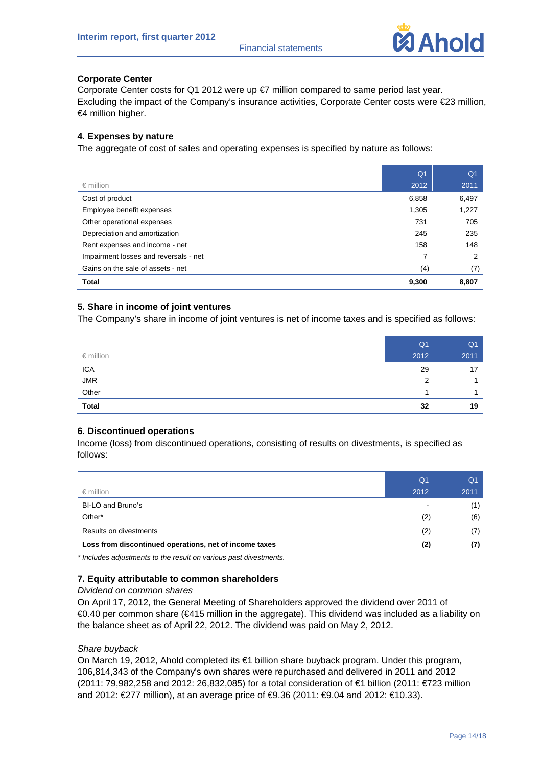### Corporate Center

Corporate Center costs for Q1 2012 were up €7 million compared to same period last year. Excluding the impact of the Company's insurance activities, Corporate Center costs were €23 million, €4 million higher.

### 4. Expenses by nature

The aggregate of cost of sales and operating expenses is specified by nature as follows:

| € million | Q1 2012 | Q1 2011 |
|---|---|---|
| Cost of product | 6,858 | 6,497 |
| Employee benefit expenses | 1,305 | 1,227 |
| Other operational expenses | 731 | 705 |
| Depreciation and amortization | 245 | 235 |
| Rent expenses and income - net | 158 | 148 |
| Impairment losses and reversals - net | 7 | 2 |
| Gains on the sale of assets - net | (4) | (7) |
| **Total** | **9,300** | **8,807** |

### 5. Share in income of joint ventures

The Company's share in income of joint ventures is net of income taxes and is specified as follows:

| € million | Q1 2012 | Q1 2011 |
|---|---|---|
| ICA | 29 | 17 |
| JMR | 2 | 1 |
| Other | 1 | 1 |
| **Total** | **32** | **19** |

### 6. Discontinued operations

Income (loss) from discontinued operations, consisting of results on divestments, is specified as follows:

| € million | Q1 2012 | Q1 2011 |
|---|---|---|
| BI-LO and Bruno's | - | (1) |
| Other* | (2) | (6) |
| Results on divestments | (2) | (7) |
| **Loss from discontinued operations, net of income taxes** | **(2)** | **(7)** |

*\* Includes adjustments to the result on various past divestments.*

### 7. Equity attributable to common shareholders

*Dividend on common shares*

On April 17, 2012, the General Meeting of Shareholders approved the dividend over 2011 of €0.40 per common share (€415 million in the aggregate). This dividend was included as a liability on the balance sheet as of April 22, 2012. The dividend was paid on May 2, 2012.

*Share buyback*

On March 19, 2012, Ahold completed its €1 billion share buyback program. Under this program, 106,814,343 of the Company's own shares were repurchased and delivered in 2011 and 2012 (2011: 79,982,258 and 2012: 26,832,085) for a total consideration of €1 billion (2011: €723 million and 2012: €277 million), at an average price of €9.36 (2011: €9.04 and 2012: €10.33).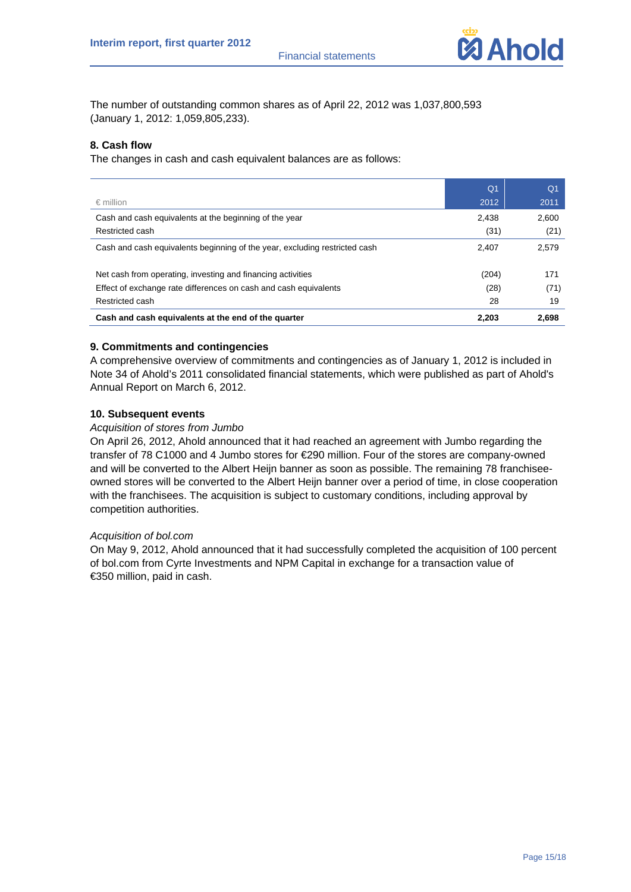The number of outstanding common shares as of April 22, 2012 was 1,037,800,593 (January 1, 2012: 1,059,805,233).

## 8. Cash flow

The changes in cash and cash equivalent balances are as follows:

| € million | Q1 2012 | Q1 2011 |
|---|---|---|
| Cash and cash equivalents at the beginning of the year | 2,438 | 2,600 |
| Restricted cash | (31) | (21) |
| Cash and cash equivalents beginning of the year, excluding restricted cash | 2,407 | 2,579 |
| Net cash from operating, investing and financing activities | (204) | 171 |
| Effect of exchange rate differences on cash and cash equivalents | (28) | (71) |
| Restricted cash | 28 | 19 |
| **Cash and cash equivalents at the end of the quarter** | **2,203** | **2,698** |

## 9. Commitments and contingencies

A comprehensive overview of commitments and contingencies as of January 1, 2012 is included in Note 34 of Ahold's 2011 consolidated financial statements, which were published as part of Ahold's Annual Report on March 6, 2012.

## 10. Subsequent events

*Acquisition of stores from Jumbo*

On April 26, 2012, Ahold announced that it had reached an agreement with Jumbo regarding the transfer of 78 C1000 and 4 Jumbo stores for €290 million. Four of the stores are company-owned and will be converted to the Albert Heijn banner as soon as possible. The remaining 78 franchisee-owned stores will be converted to the Albert Heijn banner over a period of time, in close cooperation with the franchisees. The acquisition is subject to customary conditions, including approval by competition authorities.

*Acquisition of bol.com*

On May 9, 2012, Ahold announced that it had successfully completed the acquisition of 100 percent of bol.com from Cyrte Investments and NPM Capital in exchange for a transaction value of €350 million, paid in cash.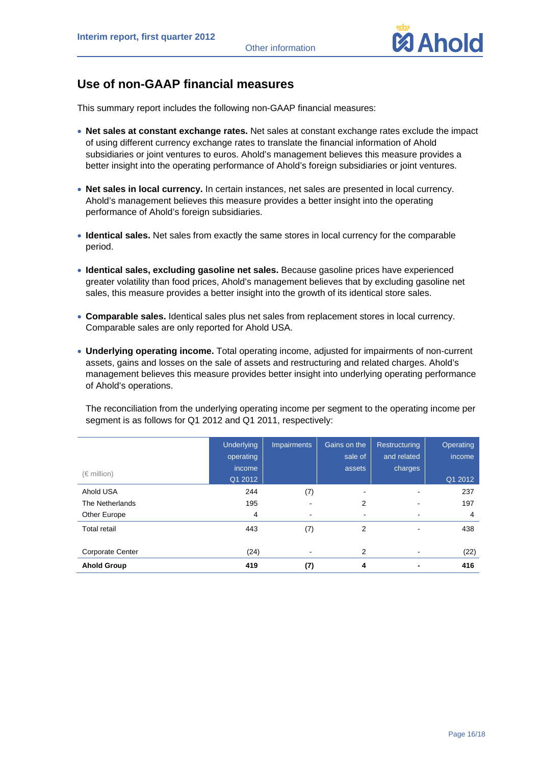## Use of non-GAAP financial measures

This summary report includes the following non-GAAP financial measures:

- **Net sales at constant exchange rates.** Net sales at constant exchange rates exclude the impact of using different currency exchange rates to translate the financial information of Ahold subsidiaries or joint ventures to euros. Ahold's management believes this measure provides a better insight into the operating performance of Ahold's foreign subsidiaries or joint ventures.

- **Net sales in local currency.** In certain instances, net sales are presented in local currency. Ahold's management believes this measure provides a better insight into the operating performance of Ahold's foreign subsidiaries.

- **Identical sales.** Net sales from exactly the same stores in local currency for the comparable period.

- **Identical sales, excluding gasoline net sales.** Because gasoline prices have experienced greater volatility than food prices, Ahold's management believes that by excluding gasoline net sales, this measure provides a better insight into the growth of its identical store sales.

- **Comparable sales.** Identical sales plus net sales from replacement stores in local currency. Comparable sales are only reported for Ahold USA.

- **Underlying operating income.** Total operating income, adjusted for impairments of non-current assets, gains and losses on the sale of assets and restructuring and related charges. Ahold's management believes this measure provides better insight into underlying operating performance of Ahold's operations.

  The reconciliation from the underlying operating income per segment to the operating income per segment is as follows for Q1 2012 and Q1 2011, respectively:

| (€ million) | Underlying operating income Q1 2012 | Impairments | Gains on the sale of assets | Restructuring and related charges | Operating income Q1 2012 |
|---|---|---|---|---|---|
| Ahold USA | 244 | (7) | - | - | 237 |
| The Netherlands | 195 | - | 2 | - | 197 |
| Other Europe | 4 | - | - | - | 4 |
| Total retail | 443 | (7) | 2 | - | 438 |
| Corporate Center | (24) | - | 2 | - | (22) |
| **Ahold Group** | **419** | **(7)** | **4** | **-** | **416** |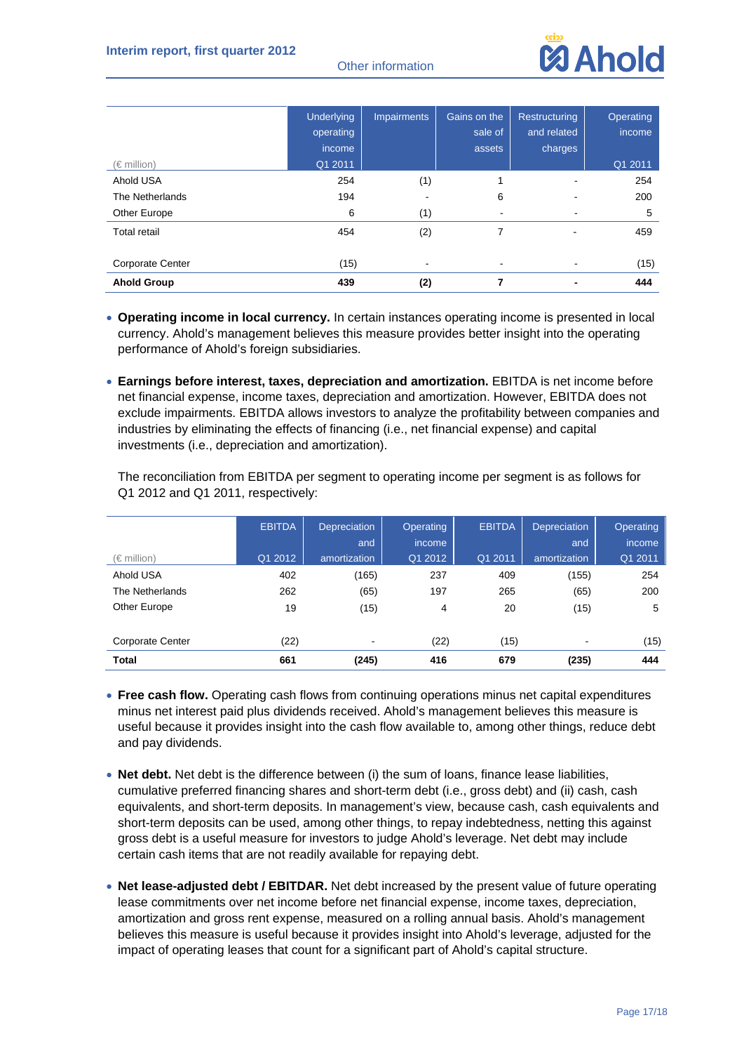| (€ million) | Underlying operating income Q1 2011 | Impairments | Gains on the sale of assets | Restructuring and related charges | Operating income Q1 2011 |
|---|---|---|---|---|---|
| Ahold USA | 254 | (1) | 1 | - | 254 |
| The Netherlands | 194 | - | 6 | - | 200 |
| Other Europe | 6 | (1) | - | - | 5 |
| Total retail | 454 | (2) | 7 | - | 459 |
| | | | | | |
| Corporate Center | (15) | - | - | - | (15) |
| **Ahold Group** | **439** | **(2)** | **7** | **-** | **444** |

- **Operating income in local currency.** In certain instances operating income is presented in local currency. Ahold's management believes this measure provides better insight into the operating performance of Ahold's foreign subsidiaries.

- **Earnings before interest, taxes, depreciation and amortization.** EBITDA is net income before net financial expense, income taxes, depreciation and amortization. However, EBITDA does not exclude impairments. EBITDA allows investors to analyze the profitability between companies and industries by eliminating the effects of financing (i.e., net financial expense) and capital investments (i.e., depreciation and amortization).

  The reconciliation from EBITDA per segment to operating income per segment is as follows for Q1 2012 and Q1 2011, respectively:

| (€ million) | EBITDA Q1 2012 | Depreciation and amortization | Operating income Q1 2012 | EBITDA Q1 2011 | Depreciation and amortization | Operating income Q1 2011 |
|---|---|---|---|---|---|---|
| Ahold USA | 402 | (165) | 237 | 409 | (155) | 254 |
| The Netherlands | 262 | (65) | 197 | 265 | (65) | 200 |
| Other Europe | 19 | (15) | 4 | 20 | (15) | 5 |
| | | | | | | |
| Corporate Center | (22) | - | (22) | (15) | - | (15) |
| **Total** | **661** | **(245)** | **416** | **679** | **(235)** | **444** |

- **Free cash flow.** Operating cash flows from continuing operations minus net capital expenditures minus net interest paid plus dividends received. Ahold's management believes this measure is useful because it provides insight into the cash flow available to, among other things, reduce debt and pay dividends.

- **Net debt.** Net debt is the difference between (i) the sum of loans, finance lease liabilities, cumulative preferred financing shares and short-term debt (i.e., gross debt) and (ii) cash, cash equivalents, and short-term deposits. In management's view, because cash, cash equivalents and short-term deposits can be used, among other things, to repay indebtedness, netting this against gross debt is a useful measure for investors to judge Ahold's leverage. Net debt may include certain cash items that are not readily available for repaying debt.

- **Net lease-adjusted debt / EBITDAR.** Net debt increased by the present value of future operating lease commitments over net income before net financial expense, income taxes, depreciation, amortization and gross rent expense, measured on a rolling annual basis. Ahold's management believes this measure is useful because it provides insight into Ahold's leverage, adjusted for the impact of operating leases that count for a significant part of Ahold's capital structure.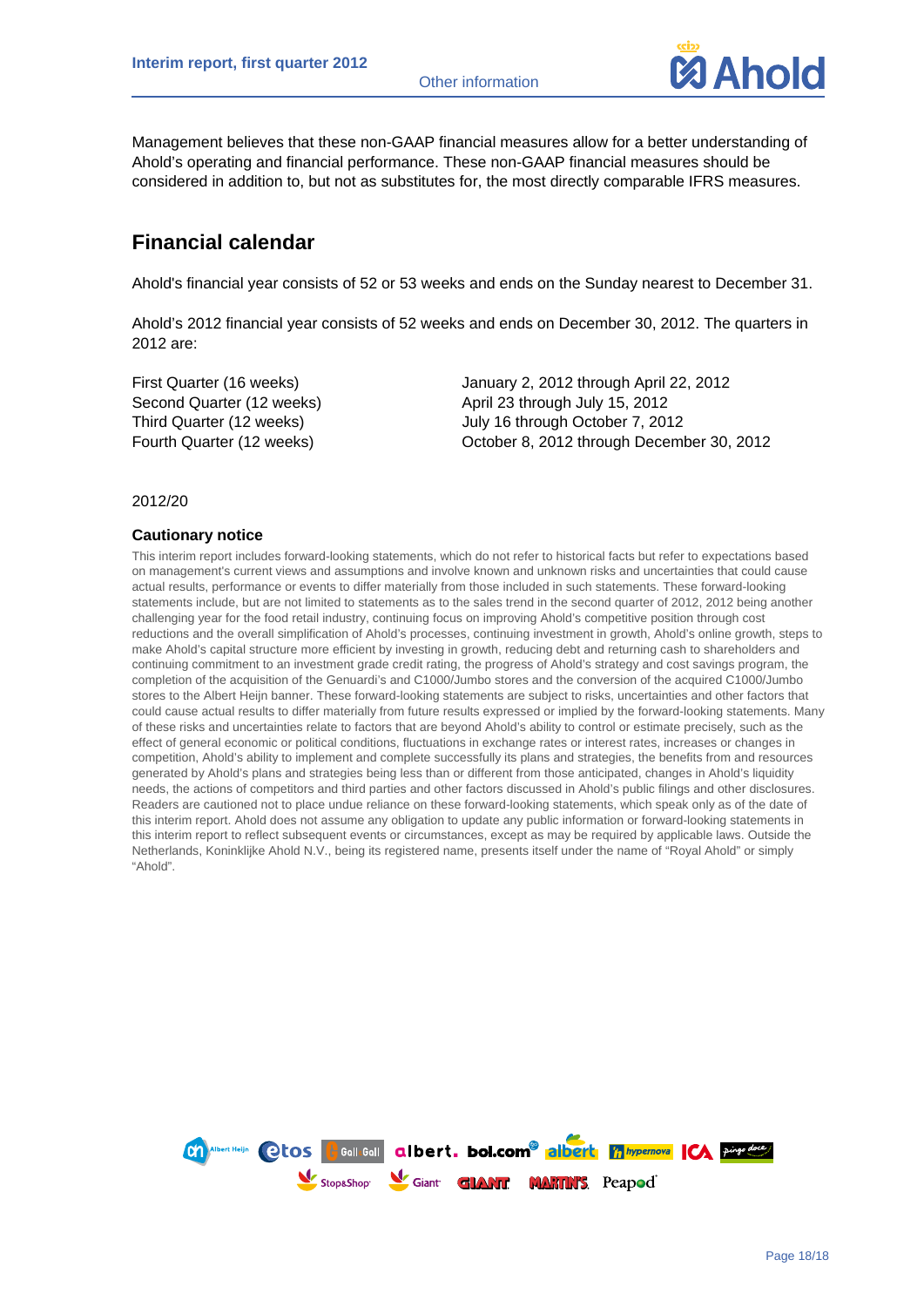Management believes that these non-GAAP financial measures allow for a better understanding of Ahold's operating and financial performance. These non-GAAP financial measures should be considered in addition to, but not as substitutes for, the most directly comparable IFRS measures.

## Financial calendar

Ahold's financial year consists of 52 or 53 weeks and ends on the Sunday nearest to December 31.

Ahold's 2012 financial year consists of 52 weeks and ends on December 30, 2012. The quarters in 2012 are:

| | |
|---|---|
| First Quarter (16 weeks) | January 2, 2012 through April 22, 2012 |
| Second Quarter (12 weeks) | April 23 through July 15, 2012 |
| Third Quarter (12 weeks) | July 16 through October 7, 2012 |
| Fourth Quarter (12 weeks) | October 8, 2012 through December 30, 2012 |

2012/20

### Cautionary notice

This interim report includes forward-looking statements, which do not refer to historical facts but refer to expectations based on management's current views and assumptions and involve known and unknown risks and uncertainties that could cause actual results, performance or events to differ materially from those included in such statements. These forward-looking statements include, but are not limited to statements as to the sales trend in the second quarter of 2012, 2012 being another challenging year for the food retail industry, continuing focus on improving Ahold's competitive position through cost reductions and the overall simplification of Ahold's processes, continuing investment in growth, Ahold's online growth, steps to make Ahold's capital structure more efficient by investing in growth, reducing debt and returning cash to shareholders and continuing commitment to an investment grade credit rating, the progress of Ahold's strategy and cost savings program, the completion of the acquisition of the Genuardi's and C1000/Jumbo stores and the conversion of the acquired C1000/Jumbo stores to the Albert Heijn banner. These forward-looking statements are subject to risks, uncertainties and other factors that could cause actual results to differ materially from future results expressed or implied by the forward-looking statements. Many of these risks and uncertainties relate to factors that are beyond Ahold's ability to control or estimate precisely, such as the effect of general economic or political conditions, fluctuations in exchange rates or interest rates, increases or changes in competition, Ahold's ability to implement and complete successfully its plans and strategies, the benefits from and resources generated by Ahold's plans and strategies being less than or different from those anticipated, changes in Ahold's liquidity needs, the actions of competitors and third parties and other factors discussed in Ahold's public filings and other disclosures. Readers are cautioned not to place undue reliance on these forward-looking statements, which speak only as of the date of this interim report. Ahold does not assume any obligation to update any public information or forward-looking statements in this interim report to reflect subsequent events or circumstances, except as may be required by applicable laws. Outside the Netherlands, Koninklijke Ahold N.V., being its registered name, presents itself under the name of "Royal Ahold" or simply "Ahold".